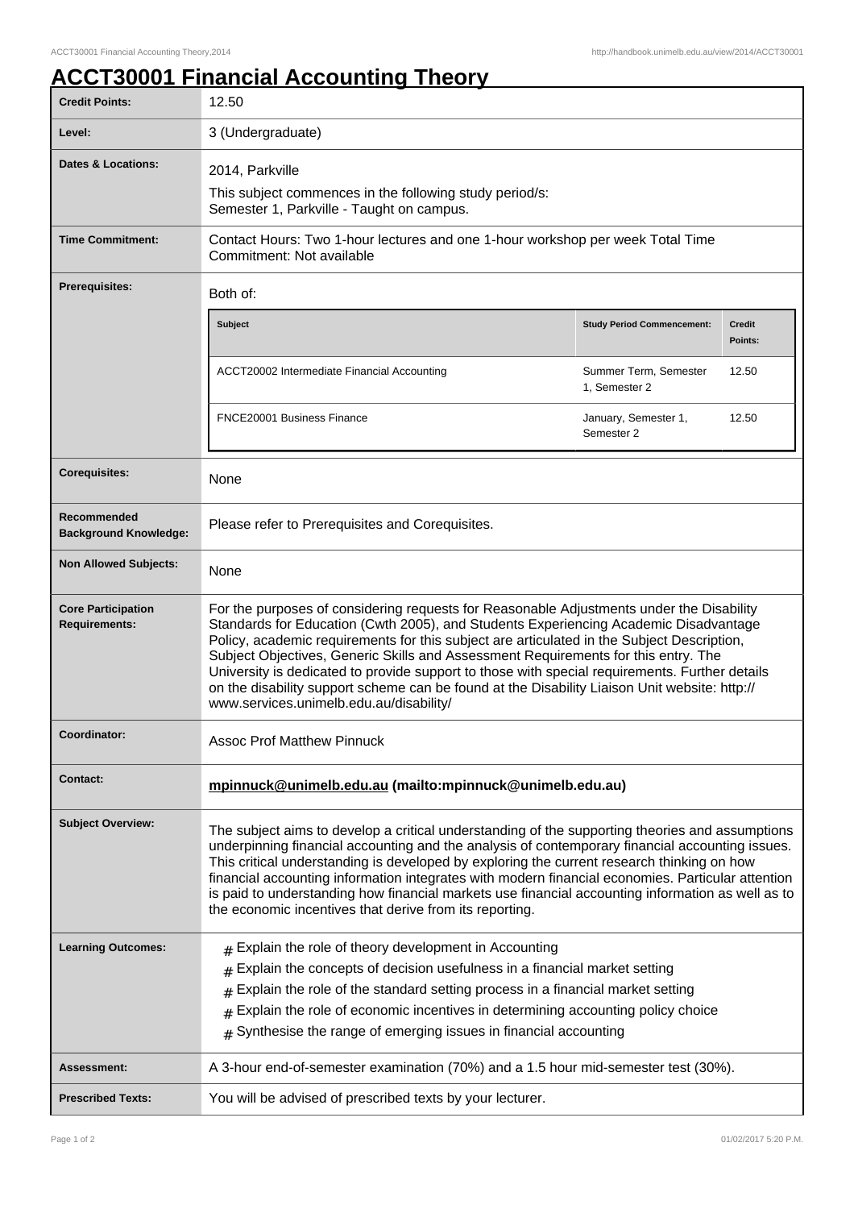# ACCT30001 Financial Accounting Theory

| | |
|---|---|
| **Credit Points:** | 12.50 |
| **Level:** | 3 (Undergraduate) |
| **Dates & Locations:** | 2014, Parkville<br>This subject commences in the following study period/s:<br>Semester 1, Parkville - Taught on campus. |
| **Time Commitment:** | Contact Hours: Two 1-hour lectures and one 1-hour workshop per week Total Time Commitment: Not available |
| **Prerequisites:** | Both of: (see table below) |
| **Corequisites:** | None |
| **Recommended Background Knowledge:** | Please refer to Prerequisites and Corequisites. |
| **Non Allowed Subjects:** | None |
| **Core Participation Requirements:** | For the purposes of considering requests for Reasonable Adjustments under the Disability Standards for Education (Cwth 2005), and Students Experiencing Academic Disadvantage Policy, academic requirements for this subject are articulated in the Subject Description, Subject Objectives, Generic Skills and Assessment Requirements for this entry. The University is dedicated to provide support to those with special requirements. Further details on the disability support scheme can be found at the Disability Liaison Unit website: http://www.services.unimelb.edu.au/disability/ |
| **Coordinator:** | Assoc Prof Matthew Pinnuck |
| **Contact:** | **mpinnuck@unimelb.edu.au (mailto:mpinnuck@unimelb.edu.au)** |
| **Subject Overview:** | The subject aims to develop a critical understanding of the supporting theories and assumptions underpinning financial accounting and the analysis of contemporary financial accounting issues. This critical understanding is developed by exploring the current research thinking on how financial accounting information integrates with modern financial economies. Particular attention is paid to understanding how financial markets use financial accounting information as well as to the economic incentives that derive from its reporting. |
| **Learning Outcomes:** | # Explain the role of theory development in Accounting<br># Explain the concepts of decision usefulness in a financial market setting<br># Explain the role of the standard setting process in a financial market setting<br># Explain the role of economic incentives in determining accounting policy choice<br># Synthesise the range of emerging issues in financial accounting |
| **Assessment:** | A 3-hour end-of-semester examination (70%) and a 1.5 hour mid-semester test (30%). |
| **Prescribed Texts:** | You will be advised of prescribed texts by your lecturer. |

**Prerequisites:** Both of:

| Subject | Study Period Commencement: | Credit Points: |
|---|---|---|
| ACCT20002 Intermediate Financial Accounting | Summer Term, Semester 1, Semester 2 | 12.50 |
| FNCE20001 Business Finance | January, Semester 1, Semester 2 | 12.50 |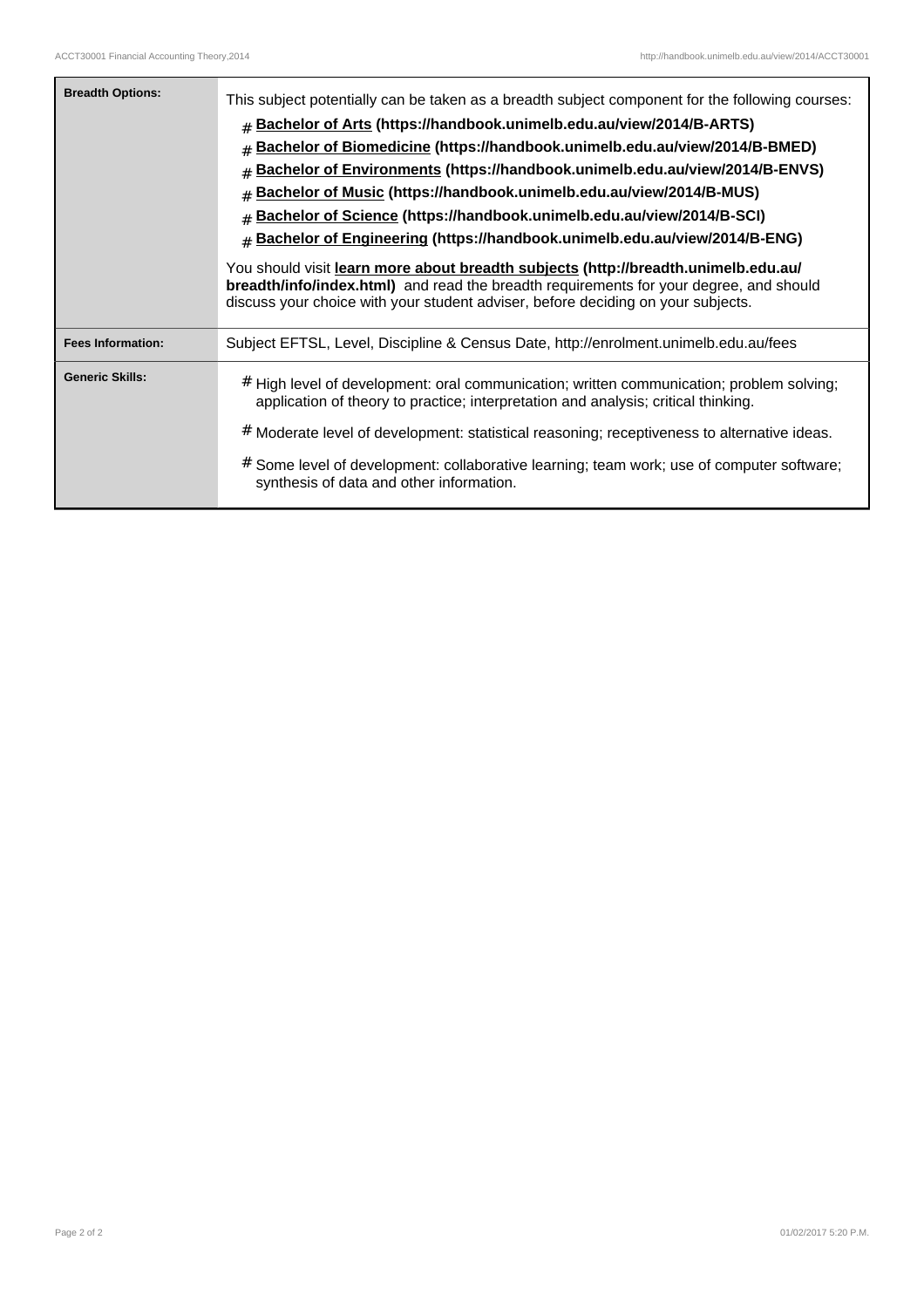| | |
|---|---|
| **Breadth Options:** | This subject potentially can be taken as a breadth subject component for the following courses:<br># **Bachelor of Arts (https://handbook.unimelb.edu.au/view/2014/B-ARTS)**<br># **Bachelor of Biomedicine (https://handbook.unimelb.edu.au/view/2014/B-BMED)**<br># **Bachelor of Environments (https://handbook.unimelb.edu.au/view/2014/B-ENVS)**<br># **Bachelor of Music (https://handbook.unimelb.edu.au/view/2014/B-MUS)**<br># **Bachelor of Science (https://handbook.unimelb.edu.au/view/2014/B-SCI)**<br># **Bachelor of Engineering (https://handbook.unimelb.edu.au/view/2014/B-ENG)**<br><br>You should visit **learn more about breadth subjects (http://breadth.unimelb.edu.au/breadth/info/index.html)** and read the breadth requirements for your degree, and should discuss your choice with your student adviser, before deciding on your subjects. |
| **Fees Information:** | Subject EFTSL, Level, Discipline & Census Date, http://enrolment.unimelb.edu.au/fees |
| **Generic Skills:** | # High level of development: oral communication; written communication; problem solving; application of theory to practice; interpretation and analysis; critical thinking.<br># Moderate level of development: statistical reasoning; receptiveness to alternative ideas.<br># Some level of development: collaborative learning; team work; use of computer software; synthesis of data and other information. |